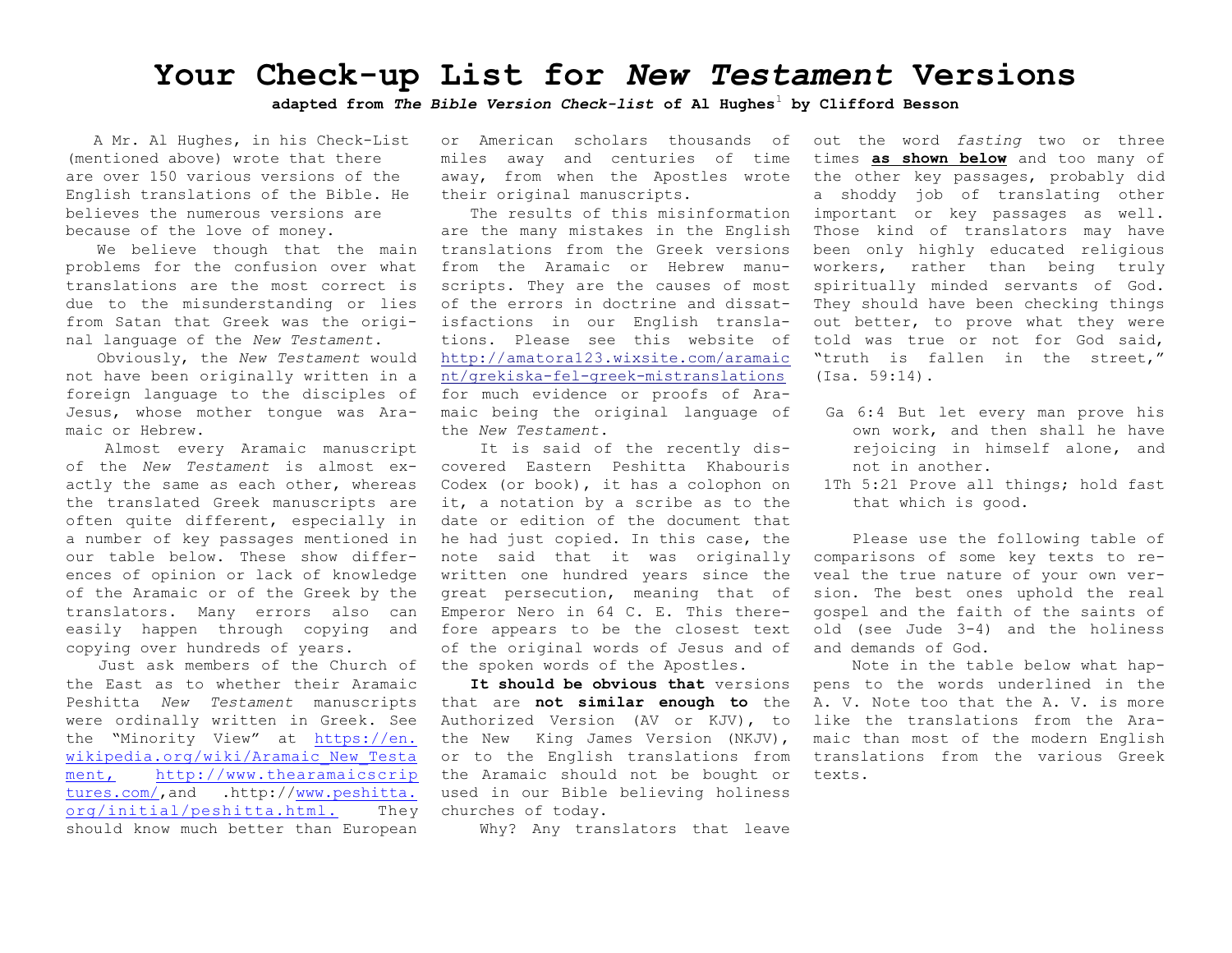# Your Check-up List for *New Testament* Versions

**adapted from *The Bible Version Check-list* of Al Hughes[1] by Clifford Besson**

A Mr. Al Hughes, in his Check-List (mentioned above) wrote that there are over 150 various versions of the English translations of the Bible. He believes the numerous versions are because of the love of money.

We believe though that the main problems for the confusion over what translations are the most correct is due to the misunderstanding or lies from Satan that Greek was the original language of the *New Testament*.

Obviously, the *New Testament* would not have been originally written in a foreign language to the disciples of Jesus, whose mother tongue was Aramaic or Hebrew.

Almost every Aramaic manuscript of the *New Testament* is almost exactly the same as each other, whereas the translated Greek manuscripts are often quite different, especially in a number of key passages mentioned in our table below. These show differences of opinion or lack of knowledge of the Aramaic or of the Greek by the translators. Many errors also can easily happen through copying and copying over hundreds of years.

Just ask members of the Church of the East as to whether their Aramaic Peshitta *New Testament* manuscripts were ordinally written in Greek. See the "Minority View" at https://en.wikipedia.org/wiki/Aramaic_New_Testament, http://www.thearamaicscriptures.com/,and .http://www.peshitta.org/initial/peshitta.html. They should know much better than European or American scholars thousands of miles away and centuries of time away, from when the Apostles wrote their original manuscripts.

The results of this misinformation are the many mistakes in the English translations from the Greek versions from the Aramaic or Hebrew manuscripts. They are the causes of most of the errors in doctrine and dissatisfactions in our English translations. Please see this website of http://amatora123.wixsite.com/aramaicnt/grekiska-fel-greek-mistranslations for much evidence or proofs of Aramaic being the original language of the *New Testament*.

It is said of the recently discovered Eastern Peshitta Khabouris Codex (or book), it has a colophon on it, a notation by a scribe as to the date or edition of the document that he had just copied. In this case, the note said that it was originally written one hundred years since the great persecution, meaning that of Emperor Nero in 64 C. E. This therefore appears to be the closest text of the original words of Jesus and of the spoken words of the Apostles.

**It should be obvious that** versions that are **not similar enough to** the Authorized Version (AV or KJV), to the New King James Version (NKJV), or to the English translations from the Aramaic should not be bought or used in our Bible believing holiness churches of today.

Why? Any translators that leave out the word *fasting* two or three times **as shown below** and too many of the other key passages, probably did a shoddy job of translating other important or key passages as well. Those kind of translators may have been only highly educated religious workers, rather than being truly spiritually minded servants of God. They should have been checking things out better, to prove what they were told was true or not for God said, "truth is fallen in the street," (Isa. 59:14).

Ga 6:4 But let every man prove his own work, and then shall he have rejoicing in himself alone, and not in another.

1Th 5:21 Prove all things; hold fast that which is good.

Please use the following table of comparisons of some key texts to reveal the true nature of your own version. The best ones uphold the real gospel and the faith of the saints of old (see Jude 3-4) and the holiness and demands of God.

Note in the table below what happens to the words underlined in the A. V. Note too that the A. V. is more like the translations from the Aramaic than most of the modern English translations from the various Greek texts.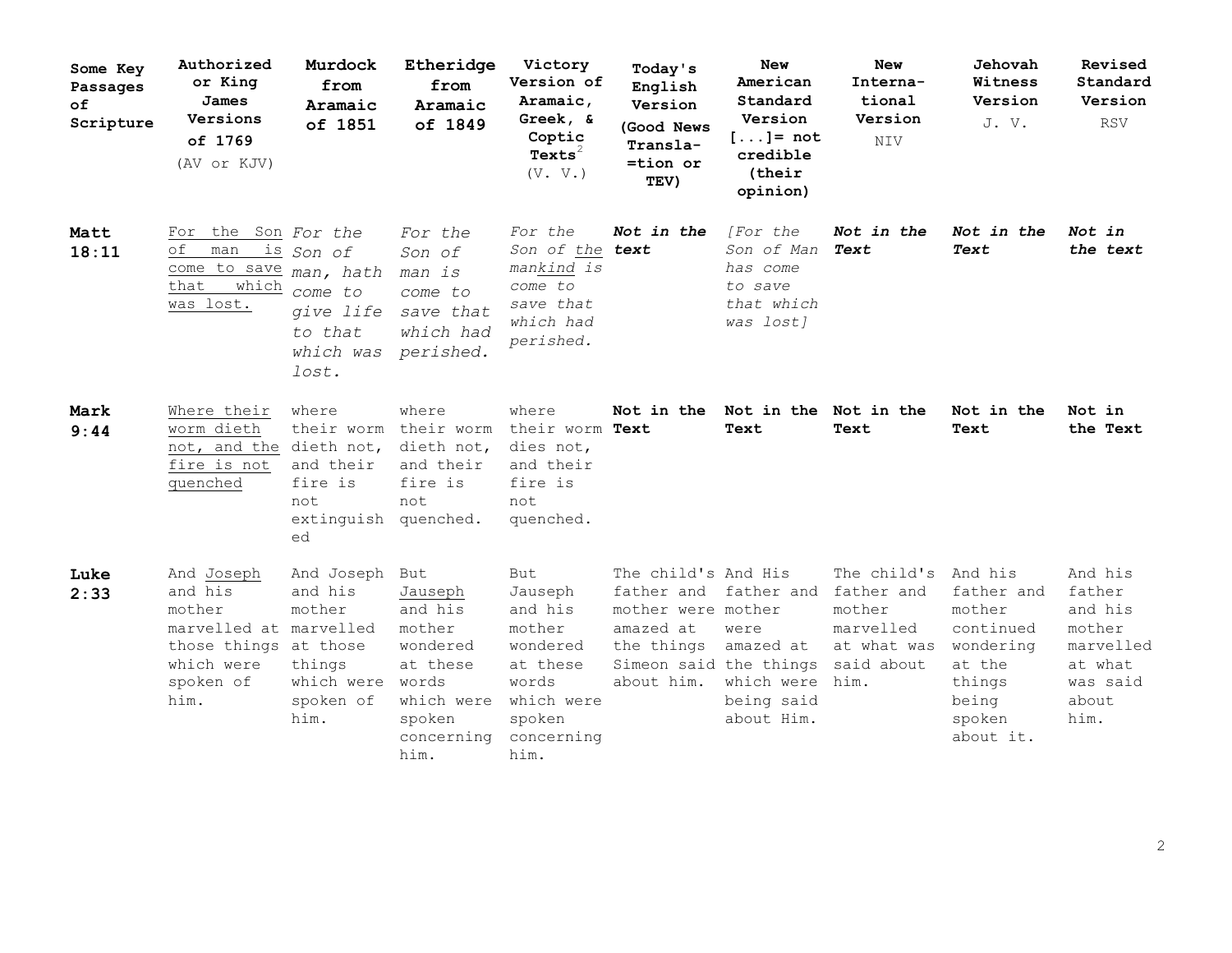| Some Key Passages of Scripture | Authorized or King James Versions of 1769 (AV or KJV) | Murdock from Aramaic of 1851 | Etheridge from Aramaic of 1849 | Victory Version of Aramaic, Greek, & Coptic Texts[2] (V. V.) | Today's English Version (Good News Transla-=tion or TEV) | New American Standard Version [...]= not credible (their opinion) | New Interna-tional Version NIV | Jehovah Witness Version J. V. | Revised Standard Version RSV |
|---|---|---|---|---|---|---|---|---|---|
| **Matt 18:11** | For the Son of man is come to save that which was lost. | *For the Son of man, hath come to give life to that which was lost.* | *For the Son of man is come to save that which had perished.* | *For the Son of the mankind is come to save that which had perished.* | ***Not in the text*** | *[For the Son of Man has come to save that which was lost]* | ***Not in the Text*** | ***Not in the Text*** | ***Not in the text*** |
| **Mark 9:44** | Where their worm dieth not, and the fire is not quenched | where their worm dieth not, and their fire is not extinguished | where their worm dieth not, and their fire is not quenched. | where their worm dies not, and their fire is not quenched. | **Not in the Text** | **Not in the Text** | **Not in the Text** | **Not in the Text** | **Not in the Text** |
| **Luke 2:33** | And Joseph and his mother marvelled at those things which were spoken of him. | And Joseph and his mother marvelled at those things which were spoken of him. | But Jauseph and his mother wondered at these words which were spoken concerning him. | But Jauseph and his mother wondered at these words which were spoken concerning him. | The child's father and mother were amazed at the things Simeon said about him. | And His father and mother were amazed at the things which were being said about Him. | The child's father and mother marvelled at what was said about him. | And his father and mother continued wondering at the things being spoken about it. | And his father and his mother marvelled at what was said about him. |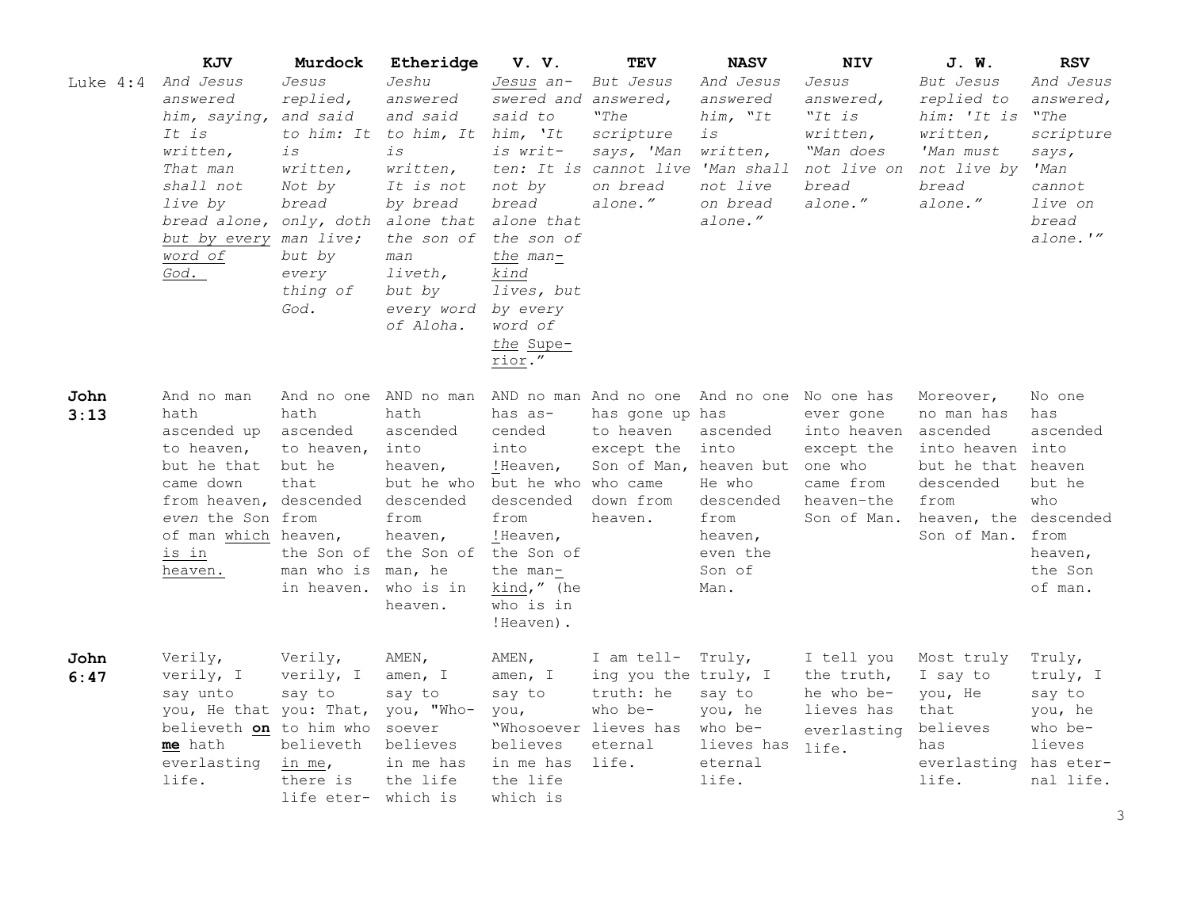| | KJV | Murdock | Etheridge | V. V. | TEV | NASV | NIV | J. W. | RSV |
|---|---|---|---|---|---|---|---|---|---|
| Luke 4:4 | *And Jesus answered him, saying, It is written, That man shall not live by bread alone, <u>but by every word of God.</u>* | *Jesus replied, and said to him: It is written, Not by bread only, doth man live; but by every thing of God.* | *Jeshu answered and said to him, It is written, It is not by bread alone that the son of man liveth, but by every word of Aloha.* | *<u>Jesus</u> answered and said to him, 'It is written: It is not by bread alone that the son of <u>the</u> man-<u>kind</u> lives, but by every word of <u>the</u> <u>Superior</u>."* | *But Jesus answered, "The scripture says, 'Man cannot live on bread alone."* | *And Jesus answered him, "It is written, 'Man shall not live on bread alone."* | *Jesus answered, "It is written, "Man does not live on bread alone."* | *But Jesus replied to him: 'It is written, 'Man must not live by bread alone."* | *And Jesus answered, "The scripture says, 'Man cannot live on bread alone.'"* |
| **John 3:13** | And no man hath ascended up to heaven, but he that came down from heaven, *even* the Son of man <u>which is in heaven.</u> | And no one hath ascended to heaven, but he that descended from heaven, the Son of man who is in heaven. | AND no man hath ascended into heaven, but he who descended from heaven, the Son of man, he who is in heaven. | AND no man has ascended into <u>!</u>Heaven, but he who descended from <u>!</u>Heaven, the Son of the man-<u>kind</u>," (he who is in !Heaven). | And no one has gone up to heaven except the Son of Man, who came down from heaven. | And no one has ascended into heaven but He who descended from heaven, even the Son of Man. | No one has ever gone into heaven except the one who came from heaven-the Son of Man. | Moreover, no man has ascended into heaven but he that descended from heaven, the Son of Man. | No one has ascended into heaven but he who descended from heaven, the Son of man. |
| **John 6:47** | Verily, verily, I say unto you, He that believeth <u>**on me**</u> hath everlasting life. | Verily, verily, I say to you: That, to him who believeth <u>in me</u>, there is life eter- | AMEN, amen, I say to you, "Whosoever believes in me has the life which is | AMEN, amen, I say to you, "Whosoever believes in me has the life which is | I am telling you the truth: he who believes has eternal life. | Truly, truly, I say to you, he who believes has eternal life. | I tell you the truth, he who believes has everlasting life. | Most truly I say to you, He that believes has everlasting life. | Truly, truly, I say to you, he who believes has eternal life. |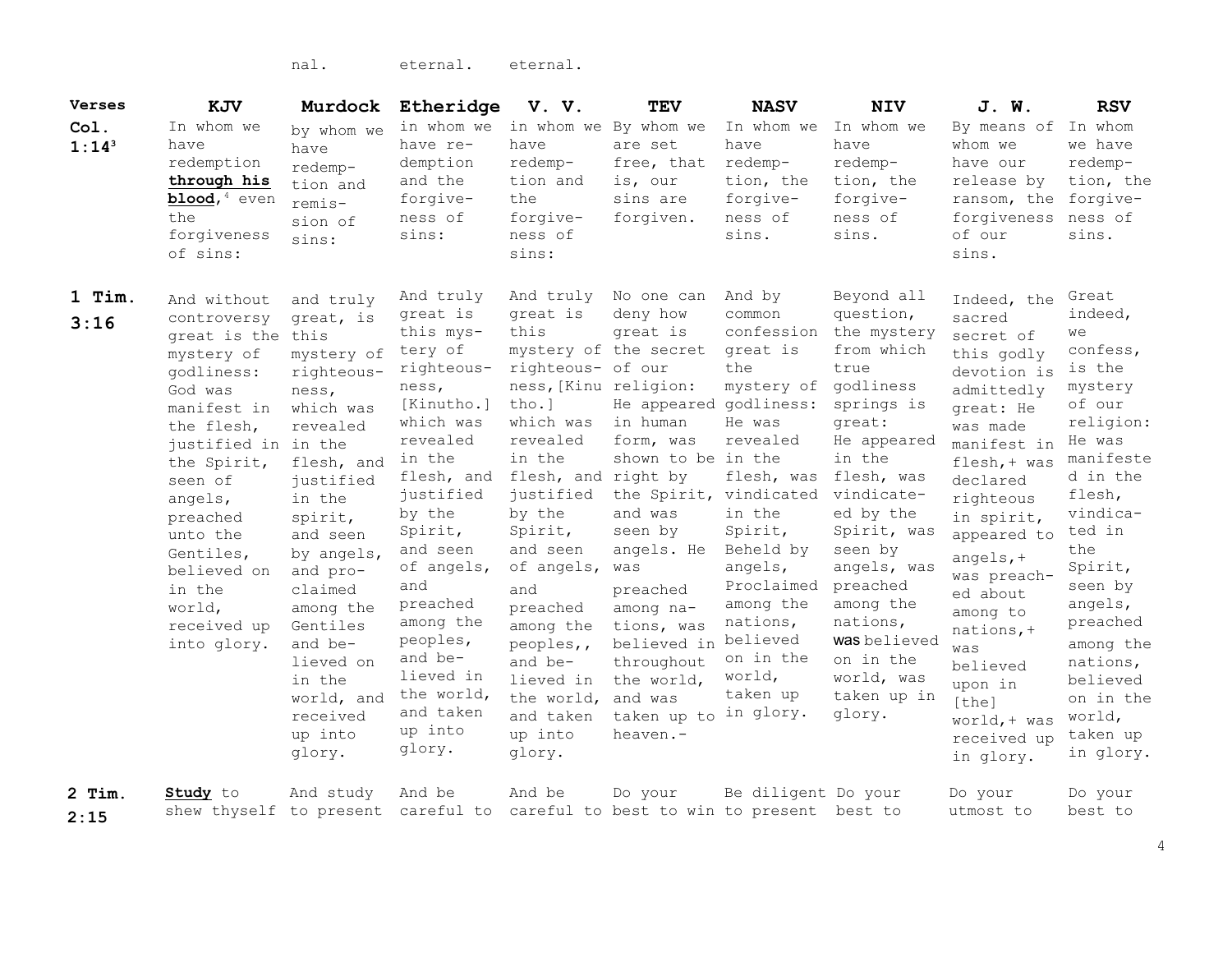| | | nal. | eternal. | eternal. | | | | | |
|---|---|---|---|---|---|---|---|---|---|
| **Verses** | **KJV** | **Murdock** | **Etheridge** | **V. V.** | **TEV** | **NASV** | **NIV** | **J. W.** | **RSV** |
| **Col. 1:14**[3] | In whom we have redemption **through his blood**,[4] even the forgiveness of sins: | by whom we have redemption and remission of sins: | in whom we have redemption and the forgiveness of sins: | in whom we have redemption and the forgiveness of sins: | By whom we are set free, that is, our sins are forgiven. | In whom we have redemption, the forgiveness of sins. | In whom we have redemption, the forgiveness of sins. | By means of whom we have our release by ransom, the forgiveness of our sins. | In whom we have redemption, the forgiveness of sins. |
| **1 Tim. 3:16** | And without controversy great is the mystery of godliness: God was manifest in the flesh, justified in the Spirit, seen of angels, preached unto the Gentiles, believed on in the world, received up into glory. | and truly great, is this mystery of righteousness, which was revealed in the flesh, and justified in the spirit, and seen by angels, and proclaimed among the Gentiles and believed on in the world, and received up into glory. | And truly great is this mystery of righteousness, [Kinutho.] which was revealed in the flesh, and justified by the Spirit, and seen of angels, and preached among the peoples, and believed in the world, and taken up into glory. | And truly great is this mystery of righteousness,[Kinutho.] which was revealed in the flesh, and justified by the Spirit, and seen of angels, and preached among the peoples,, and believed in the world, and taken up into glory. | No one can deny how great is the secret of our religion: He appeared in human form, was shown to be right by the Spirit, and was seen by angels. He was preached among nations, was believed in throughout the world, and was taken up to heaven.- | And by common confession great is the mystery of godliness: He was revealed in the flesh, was vindicated in the Spirit, Beheld by angels, Proclaimed among the nations, believed on in the world, taken up in glory. | Beyond all question, the mystery from which true godliness springs is great: He appeared in the flesh, was vindicated by the Spirit, was seen by angels, was preached among the nations, was believed on in the world, was taken up in glory. | Indeed, the sacred secret of this godly devotion is admittedly great: He was made manifest in flesh,+ was declared righteous in spirit, appeared to angels,+ was preached about among to nations,+ was believed upon in [the] world,+ was received up in glory. | Great indeed, we confess, is the mystery of our religion: He was manifested in the flesh, vindicated in the Spirit, seen by angels, preached among the nations, believed on in the world, taken up in glory. |
| **2 Tim. 2:15** | **Study** to shew thyself | And study to present | And be careful to | And be careful to | Do your best to win | Be diligent to present | Do your best to | Do your utmost to | Do your best to |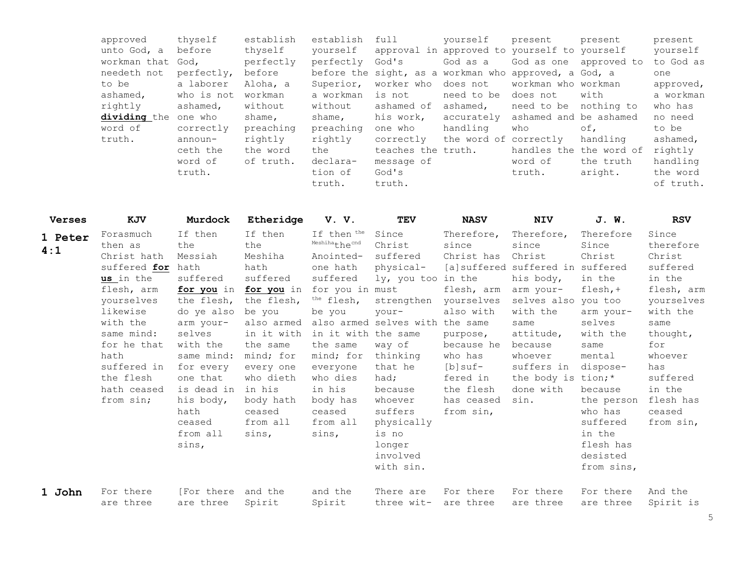| | approved unto God, a workman that needeth not to be ashamed, rightly **dividing** the word of truth. | thyself before God, perfectly, a laborer who is not ashamed, one who correctly announ-ceth the word of truth. | establish thyself perfectly before Aloha, a workman without shame, preaching rightly the word of truth. | establish yourself perfectly before the Superior, a workman without shame, preaching rightly the declara-tion of truth. | full approval in God's sight, as a worker who is not ashamed of his work, one who correctly teaches the message of God's truth. | yourself approved to God as a workman who does not need to be ashamed, accurately handling the word of truth. | present yourself to God as one approved, a workman who does not need to be ashamed and who correctly handles the word of truth. | present yourself approved to God, a workman with nothing to be ashamed of, handling the word of the truth aright. | present yourself to God as one approved, a workman who has no need to be ashamed, rightly handling the word of truth. |
|---|---|---|---|---|---|---|---|---|---|
| **Verses** | **KJV** | **Murdock** | **Etheridge** | **V. V.** | **TEV** | **NASV** | **NIV** | **J. W.** | **RSV** |
| **1 Peter 4:1** | Forasmuch then as Christ hath suffered **for us** in the flesh, arm yourselves likewise with the same mind: for he that hath suffered in the flesh hath ceased from sin; | If then the Messiah hath suffered **for you** in the flesh, do ye also arm yourselves with the same mind: for every one that is dead in his body, hath ceased from all sins, | If then the Meshiha hath suffered **for you** in the flesh, be you also armed in it with the same mind; for every one who dieth in his body hath ceased from all sins, | If then [the Meshiha] the [cnd] Anointed-one hath suffered for you in [the] flesh, be you also armed in it with the same mind; for everyone who dies in his body has ceased from all sins, | Since Christ suffered physical-ly, you too must strengthen your-selves with the same way of thinking that he had; because whoever suffers physically is no longer involved with sin. | Therefore, since Christ has [a]suffered in the flesh, arm yourselves also with the same purpose, because he who has [b]suf-fered in the flesh has ceased from sin, | Therefore, since Christ suffered in his body, arm your-selves also with the same attitude, because whoever suffers in the body is done with sin. | Therefore Since Christ suffered in the flesh,+ you too arm your-selves with the same mental dispose-tion;* because the person who has suffered in the flesh has desisted from sins, | Since therefore Christ suffered in the flesh, arm yourselves with the same thought, for whoever has suffered in the flesh has ceased from sin, |
| **1 John** | For there are three | [For there are three | and the Spirit | and the Spirit | There are three wit- | For there are three | For there are three | For there are three | And the Spirit is |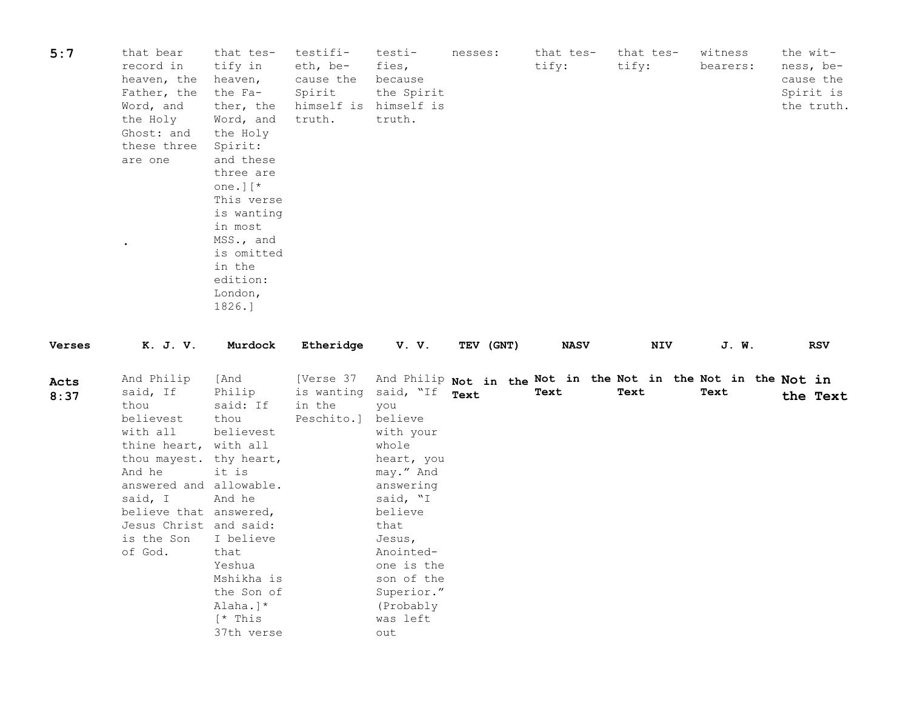| 5:7 | that bear record in heaven, the Father, the Word, and the Holy Ghost: and these three are one . | that testify in heaven, the Father, the Word, and the Holy Spirit: and these three are one.][* This verse is wanting in most MSS., and is omitted in the edition: London, 1826.] | testifieth, because the Spirit himself is truth. | testifies, because the Spirit himself is truth. | nesses: | that testify: | that testify: | witness bearers: | the witness, because the Spirit is the truth. |
|---|---|---|---|---|---|---|---|---|---|
| **Verses** | **K. J. V.** | **Murdock** | **Etheridge** | **V. V.** | **TEV (GNT)** | **NASV** | **NIV** | **J. W.** | **RSV** |
| **Acts 8:37** | And Philip said, If thou believest with all thine heart, thou mayest. And he answered and said, I believe that Jesus Christ is the Son of God. | [And Philip said: If thou believest with all thy heart, it is allowable. And he answered, and said: I believe that Yeshua Mshikha is the Son of Alaha.]* [* This 37th verse | [Verse 37 is wanting in the Peschito.] | And Philip said, "If you believe with your whole heart, you may." And answering said, "I believe that Jesus, Anointed-one is the son of the Superior." (Probably was left out | **Not in the Text** | **Not in the Text** | **Not in the Text** | **Not in the Text** | **Not in the Text** |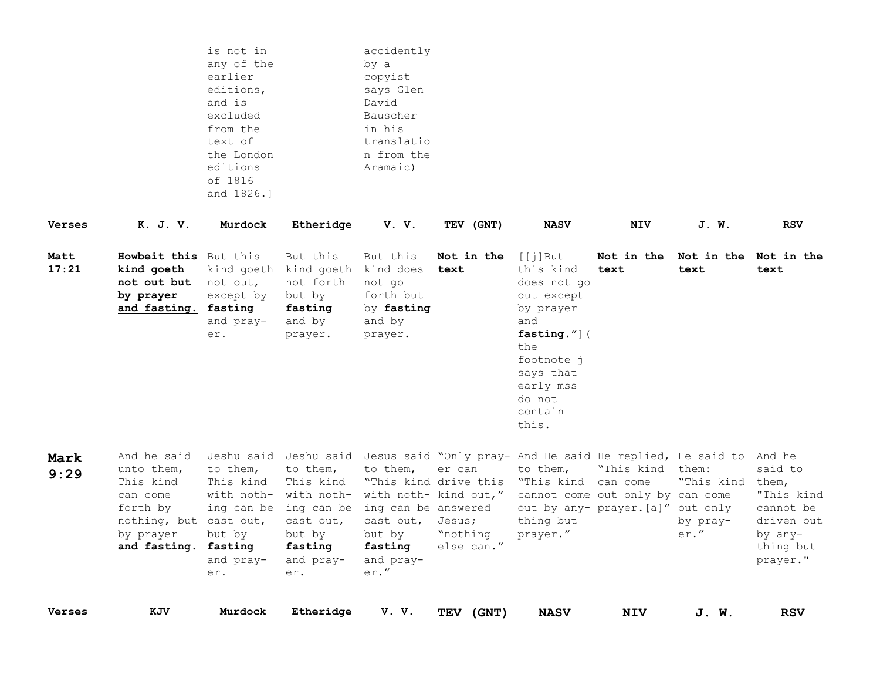| | | | | | | | | | |
|---|---|---|---|---|---|---|---|---|---|
| | | is not in any of the earlier editions, and is excluded from the text of the London editions of 1816 and 1826.] | | accidently by a copyist says Glen David Bauscher in his translation from the Aramaic) | | | | | |

| Verses | K. J. V. | Murdock | Etheridge | V. V. | TEV (GNT) | NASV | NIV | J. W. | RSV |
|---|---|---|---|---|---|---|---|---|---|
| **Matt 17:21** | **Howbeit this kind goeth not out but by prayer and fasting.** | But this kind goeth not out, except by **fasting** and prayer. | But this kind goeth not forth but by **fasting** and by prayer. | But this kind does not go forth but by **fasting** and by prayer. | **Not in the text** | [[j]But this kind does not go out except by prayer and **fasting**.”](the footnote j says that early mss do not contain this. | **Not in the text** | **Not in the text** | **Not in the text** |
| **Mark 9:29** | And he said unto them, This kind can come forth by nothing, but by prayer **and fasting.** | Jeshu said to them, This kind with nothing can be cast out, but by **fasting** and prayer. | Jeshu said to them, This kind with nothing can be cast out, but by **fasting** and prayer. | Jesus said to them, “This kind with nothing can be cast out, but by **fasting** and prayer.” | “Only prayer can drive this kind out,” answered Jesus; “nothing else can.” | And He said to them, “This kind cannot come out by anything but prayer.” | He replied, “This kind can come out only by prayer.[a]” | He said to them: “This kind can come out only by prayer.” | And he said to them, "This kind cannot be driven out by anything but prayer." |
| **Verses** | **KJV** | **Murdock** | **Etheridge** | **V. V.** | **TEV (GNT)** | **NASV** | **NIV** | **J. W.** | **RSV** |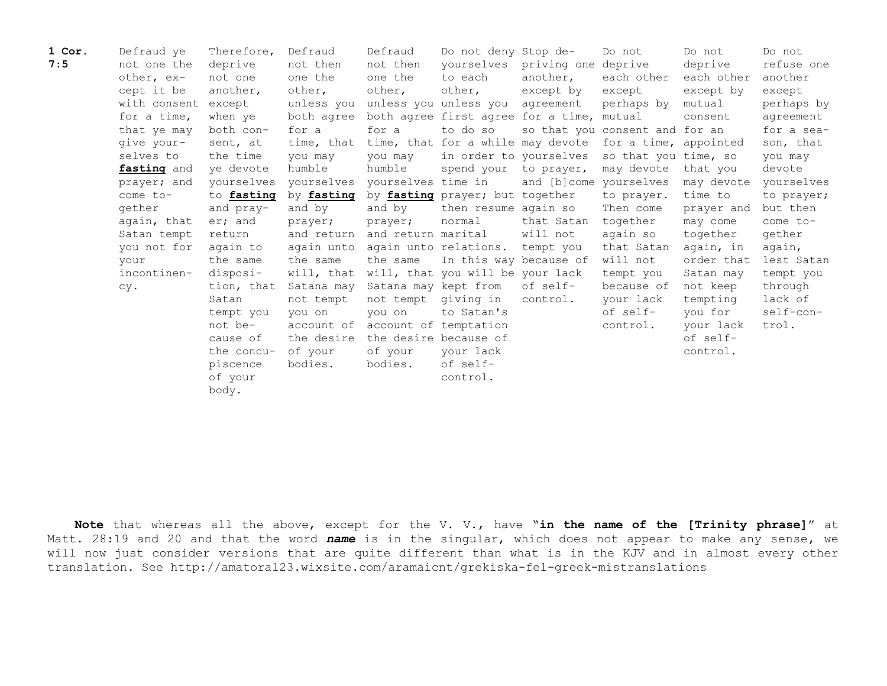| **1 Cor. 7:5** | Defraud ye not one the other, except it be with consent for a time, that ye may give yourselves to **fasting** and prayer; and come together again, that Satan tempt you not for your incontinency. | Therefore, deprive not one another, except when ye both consent, at the time ye devote yourselves to **fasting** and prayer; and return again to the same disposition, that Satan tempt you not because of the concupiscence of your body. | Defraud not then one the other, unless you both agree for a time, that you may humble yourselves by **fasting** and by prayer; and return again unto the same will, that Satana may not tempt you on account of the desire of your bodies. | Defraud not then one the other, unless you both agree for a time, that you may humble yourselves by **fasting** and by prayer; and return again unto the same will, that Satana may not tempt you on account of the desire of your bodies. | Do not deny yourselves to each other, unless you first agree to do so for a while in order to spend your time in prayer; but then resume normal marital relations. In this way you will be kept from giving in to Satan's temptation because of your lack of self-control. | Stop depriving one another, except by agreement for a time, so that you may devote yourselves to prayer, and [b]come together again so that Satan will not tempt you because of your lack of self-control. | Do not deprive each other except perhaps by mutual consent and for a time, so that you may devote yourselves to prayer. Then come together again so that Satan will not tempt you because of your lack of self-control. | Do not deprive each other except by mutual consent for an appointed time, so that you may devote time to prayer and may come together again, in order that Satan may not keep tempting you for your lack of self-control. | Do not refuse one another except perhaps by agreement for a season, that you may devote yourselves to prayer; but then come together again, lest Satan tempt you through lack of self-control. |
|---|---|---|---|---|---|---|---|---|---|

**Note** that whereas all the above, except for the V. V., have "**in the name of the [Trinity phrase]**" at Matt. 28:19 and 20 and that the word ***name*** is in the singular, which does not appear to make any sense, we will now just consider versions that are quite different than what is in the KJV and in almost every other translation. See http://amatora123.wixsite.com/aramaicnt/grekiska-fel-greek-mistranslations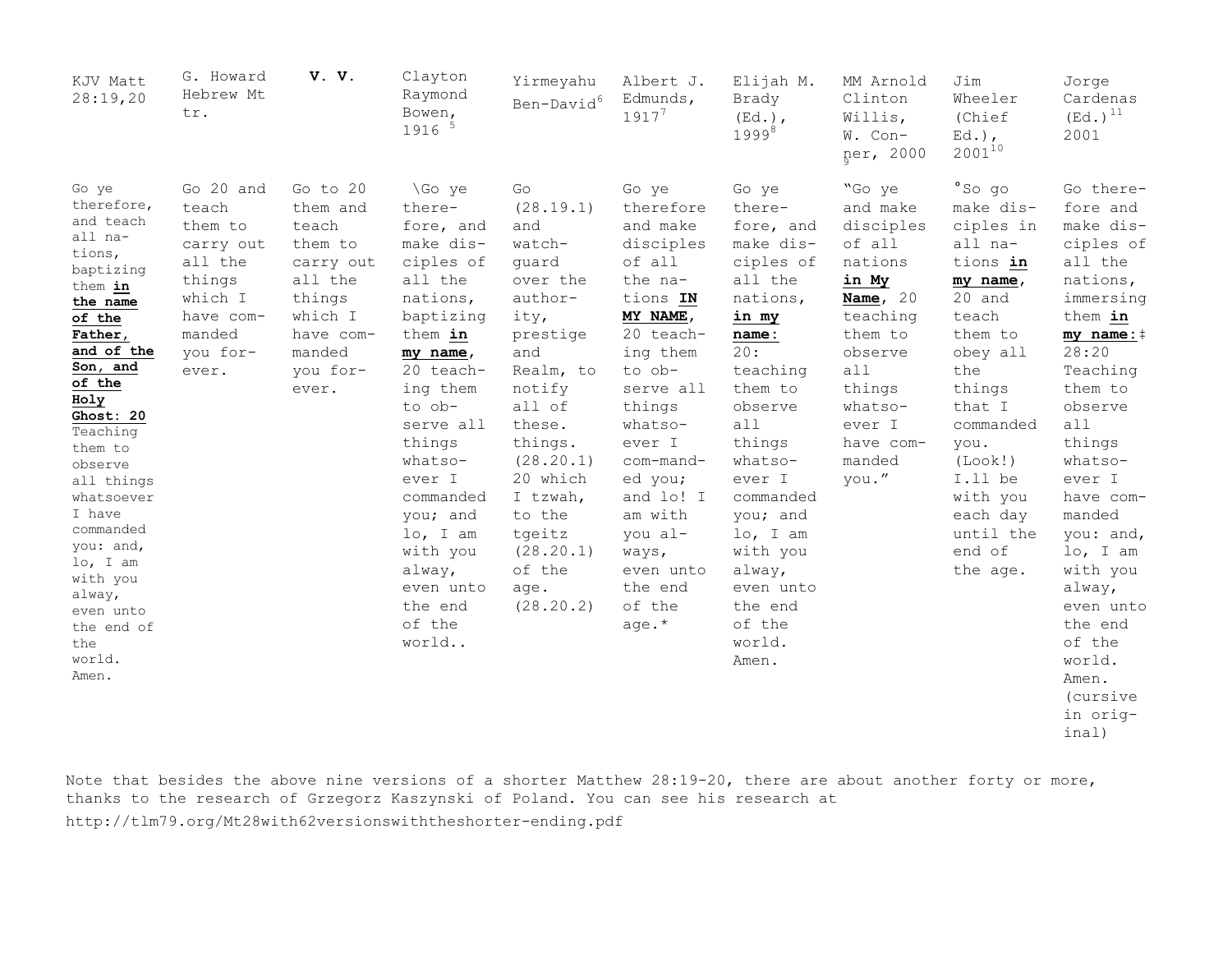| KJV Matt 28:19,20 | G. Howard Hebrew Mt tr. | **V. V.** | Clayton Raymond Bowen, 1916 [5] | Yirmeyahu Ben-David[6] | Albert J. Edmunds, 1917[7] | Elijah M. Brady (Ed.), 1999[8] | MM Arnold Clinton Willis, W. Conner, 2000 [9] | Jim Wheeler (Chief Ed.), 2001[10] | Jorge Cardenas (Ed.)[11] 2001 |
|---|---|---|---|---|---|---|---|---|---|
| Go ye therefore, and teach all nations, baptizing them **in the name of the Father, and of the Son, and of the Holy Ghost: 20** Teaching them to observe all things whatsoever I have commanded you: and, lo, I am with you alway, even unto the end of the world. Amen. | Go 20 and teach them to carry out all the things which I have commanded you forever. | Go to 20 them and teach them to carry out all the things which I have commanded you forever. | \Go ye therefore, and make disciples of all the nations, baptizing them **in my name**, 20 teaching them to observe all things whatsoever I commanded you; and lo, I am with you alway, even unto the end of the world.. | Go (28.19.1) and watchguard over the authority, prestige and Realm, to notify all of these. things. (28.20.1) 20 which I tzwah, to the tgeitz (28.20.1) of the age. (28.20.2) | Go ye therefore and make disciples of all the nations **IN MY NAME**, 20 teaching them to observe all things whatsoever I com-manded you; and lo! I am with you always, even unto the end of the age.* | Go ye therefore, and make disciples of all the nations, **in my name:** 20: teaching them to observe all things whatsoever I commanded you; and lo, I am with you alway, even unto the end of the world. Amen. | "Go ye and make disciples of all nations **in My Name**, 20 teaching them to observe all things whatsoever I have commanded you." | °So go make disciples in all nations **in my name**, 20 and teach them to obey all the things that I commanded you. (Look!) I.ll be with you each day until the end of the age. | Go therefore and make disciples of all the nations, immersing them **in my name:**‡ 28:20 Teaching them to observe all things whatsoever I have commanded you: and, lo, I am with you alway, even unto the end of the world. Amen. (cursive in original) |

Note that besides the above nine versions of a shorter Matthew 28:19-20, there are about another forty or more, thanks to the research of Grzegorz Kaszynski of Poland. You can see his research at

http://tlm79.org/Mt28with62versionswiththeshorter-ending.pdf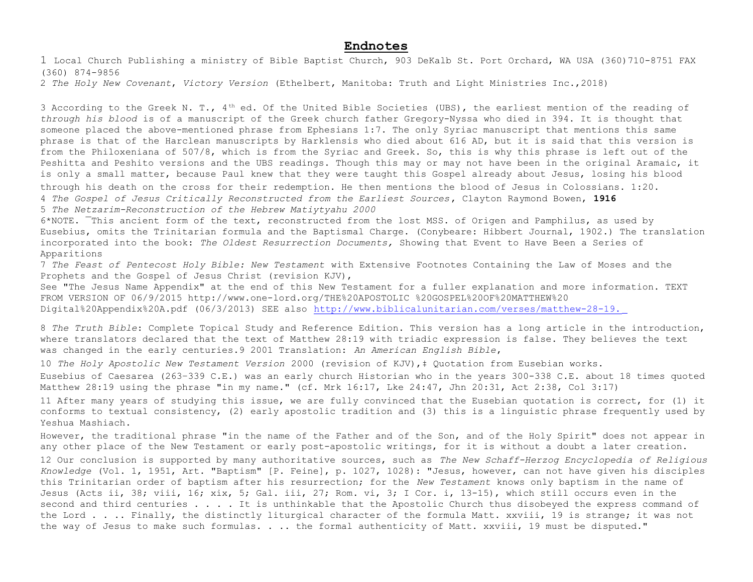# **Endnotes**

1 Local Church Publishing a ministry of Bible Baptist Church, 903 DeKalb St. Port Orchard, WA USA (360)710-8751 FAX (360) 874-9856

2 *The Holy New Covenant*, *Victory Version* (Ethelbert, Manitoba: Truth and Light Ministries Inc.,2018)

3 According to the Greek N. T., 4th ed. Of the United Bible Societies (UBS), the earliest mention of the reading of *through his blood* is of a manuscript of the Greek church father Gregory-Nyssa who died in 394. It is thought that someone placed the above-mentioned phrase from Ephesians 1:7. The only Syriac manuscript that mentions this same phrase is that of the Harclean manuscripts by Harklensis who died about 616 AD, but it is said that this version is from the Philoxeniana of 507/8, which is from the Syriac and Greek. So, this is why this phrase is left out of the Peshitta and Peshito versions and the UBS readings. Though this may or may not have been in the original Aramaic, it is only a small matter, because Paul knew that they were taught this Gospel already about Jesus, losing his blood through his death on the cross for their redemption. He then mentions the blood of Jesus in Colossians. 1:20.

4 *The Gospel of Jesus Critically Reconstructed from the Earliest Sources*, Clayton Raymond Bowen, **1916**

5 *The Netzarim-Reconstruction of the Hebrew Matiytyahu 2000*

6*NOTE. ¯This ancient form of the text, reconstructed from the lost MSS. of Origen and Pamphilus, as used by Eusebius, omits the Trinitarian formula and the Baptismal Charge. (Conybeare: Hibbert Journal, 1902.) The translation incorporated into the book: *The Oldest Resurrection Documents,* Showing that Event to Have Been a Series of Apparitions

7 *The Feast of Pentecost Holy Bible: New Testament* with Extensive Footnotes Containing the Law of Moses and the Prophets and the Gospel of Jesus Christ (revision KJV),

See "The Jesus Name Appendix" at the end of this New Testament for a fuller explanation and more information. TEXT FROM VERSION OF 06/9/2015 http://www.one-lord.org/THE%20APOSTOLIC %20GOSPEL%20OF%20MATTHEW%20 Digital%20Appendix%20A.pdf (06/3/2013) SEE also http://www.biblicalunitarian.com/verses/matthew-28-19.

8 *The Truth Bible*: Complete Topical Study and Reference Edition. This version has a long article in the introduction, where translators declared that the text of Matthew 28:19 with triadic expression is false. They believes the text was changed in the early centuries.9 2001 Translation: *An American English Bible*,

10 *The Holy Apostolic New Testament Version* 2000 (revision of KJV),‡ Quotation from Eusebian works.

Eusebius of Caesarea (263–339 C.E.) was an early church Historian who in the years 300-338 C.E. about 18 times quoted Matthew 28:19 using the phrase "in my name." (cf. Mrk 16:17, Lke 24:47, Jhn 20:31, Act 2:38, Col 3:17)

11 After many years of studying this issue, we are fully convinced that the Eusebian quotation is correct, for (1) it conforms to textual consistency, (2) early apostolic tradition and (3) this is a linguistic phrase frequently used by Yeshua Mashiach.

However, the traditional phrase "in the name of the Father and of the Son, and of the Holy Spirit" does not appear in any other place of the New Testament or early post-apostolic writings, for it is without a doubt a later creation.

12 Our conclusion is supported by many authoritative sources, such as *The New Schaff-Herzog Encyclopedia of Religious Knowledge* (Vol. 1, 1951, Art. "Baptism" [P. Feine], p. 1027, 1028): "Jesus, however, can not have given his disciples this Trinitarian order of baptism after his resurrection; for the *New Testament* knows only baptism in the name of Jesus (Acts ii, 38; viii, 16; xix, 5; Gal. iii, 27; Rom. vi, 3; I Cor. i, 13-15), which still occurs even in the second and third centuries . . . . It is unthinkable that the Apostolic Church thus disobeyed the express command of the Lord . . .. Finally, the distinctly liturgical character of the formula Matt. xxviii, 19 is strange; it was not the way of Jesus to make such formulas. . .. the formal authenticity of Matt. xxviii, 19 must be disputed."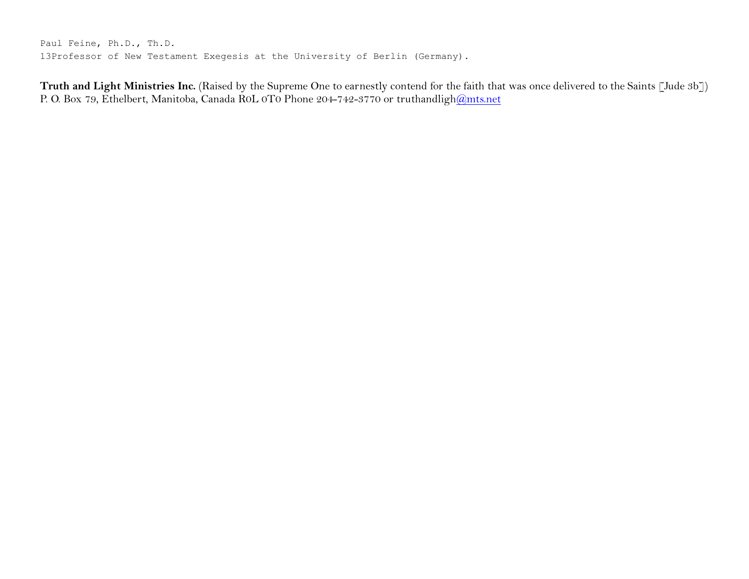Paul Feine, Ph.D., Th.D.
13Professor of New Testament Exegesis at the University of Berlin (Germany).

**Truth and Light Ministries Inc.** (Raised by the Supreme One to earnestly contend for the faith that was once delivered to the Saints [Jude 3b])
P. O. Box 79, Ethelbert, Manitoba, Canada R0L 0T0 Phone 204-742-3770 or truthandligh@mts.net